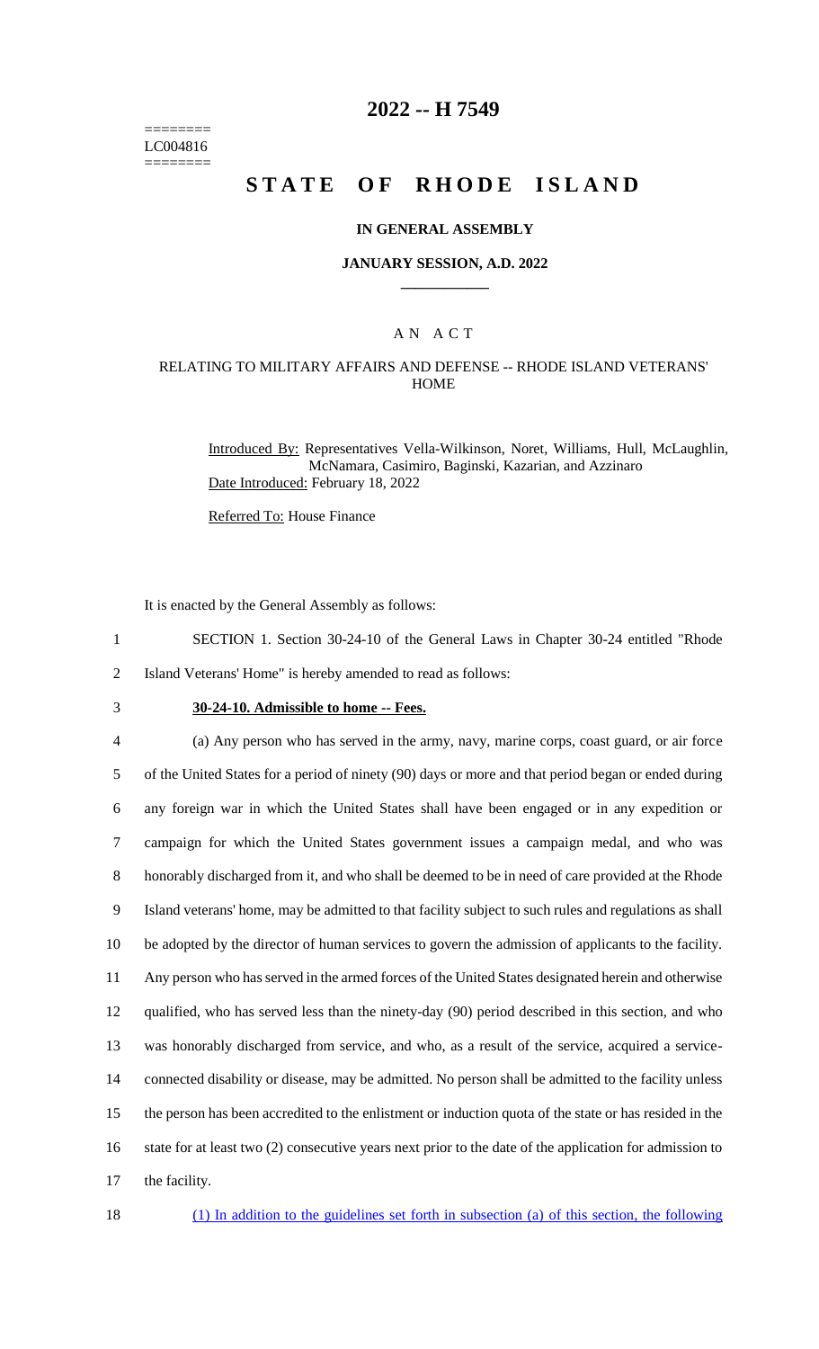========
LC004816
========

# 2022 -- H 7549

# STATE OF RHODE ISLAND

## IN GENERAL ASSEMBLY

### JANUARY SESSION, A.D. 2022

____________

A N A C T

RELATING TO MILITARY AFFAIRS AND DEFENSE -- RHODE ISLAND VETERANS' HOME

Introduced By: Representatives Vella-Wilkinson, Noret, Williams, Hull, McLaughlin, McNamara, Casimiro, Baginski, Kazarian, and Azzinaro

Date Introduced: February 18, 2022

Referred To: House Finance

It is enacted by the General Assembly as follows:

1 SECTION 1. Section 30-24-10 of the General Laws in Chapter 30-24 entitled "Rhode
2 Island Veterans' Home" is hereby amended to read as follows:

3 **30-24-10. Admissible to home -- Fees.**

4 (a) Any person who has served in the army, navy, marine corps, coast guard, or air force
5 of the United States for a period of ninety (90) days or more and that period began or ended during
6 any foreign war in which the United States shall have been engaged or in any expedition or
7 campaign for which the United States government issues a campaign medal, and who was
8 honorably discharged from it, and who shall be deemed to be in need of care provided at the Rhode
9 Island veterans' home, may be admitted to that facility subject to such rules and regulations as shall
10 be adopted by the director of human services to govern the admission of applicants to the facility.
11 Any person who has served in the armed forces of the United States designated herein and otherwise
12 qualified, who has served less than the ninety-day (90) period described in this section, and who
13 was honorably discharged from service, and who, as a result of the service, acquired a service-
14 connected disability or disease, may be admitted. No person shall be admitted to the facility unless
15 the person has been accredited to the enlistment or induction quota of the state or has resided in the
16 state for at least two (2) consecutive years next prior to the date of the application for admission to
17 the facility.

18 (1) In addition to the guidelines set forth in subsection (a) of this section, the following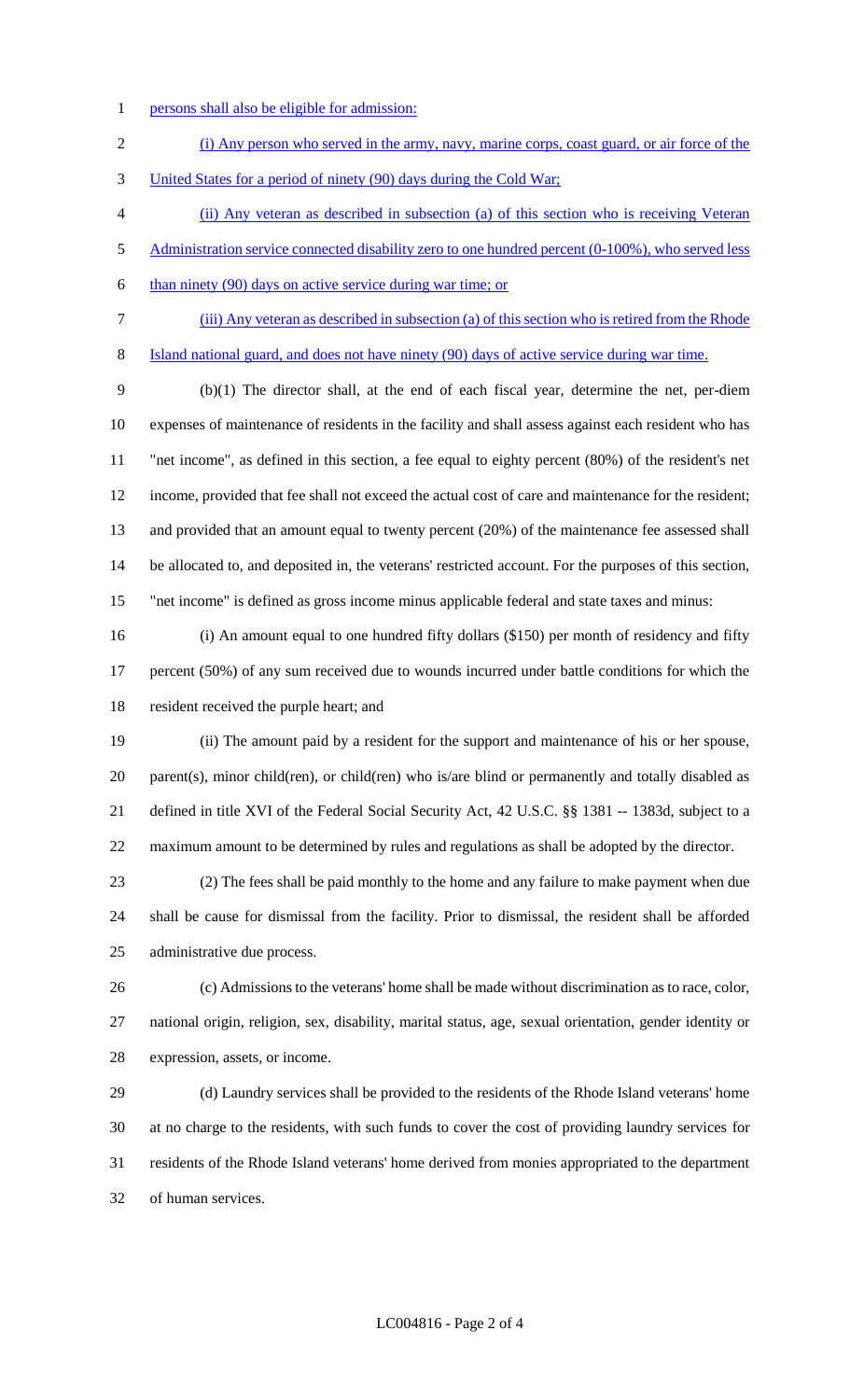persons shall also be eligible for admission:

(i) Any person who served in the army, navy, marine corps, coast guard, or air force of the United States for a period of ninety (90) days during the Cold War;

(ii) Any veteran as described in subsection (a) of this section who is receiving Veteran Administration service connected disability zero to one hundred percent (0-100%), who served less than ninety (90) days on active service during war time; or

(iii) Any veteran as described in subsection (a) of this section who is retired from the Rhode Island national guard, and does not have ninety (90) days of active service during war time.

(b)(1) The director shall, at the end of each fiscal year, determine the net, per-diem expenses of maintenance of residents in the facility and shall assess against each resident who has "net income", as defined in this section, a fee equal to eighty percent (80%) of the resident's net income, provided that fee shall not exceed the actual cost of care and maintenance for the resident; and provided that an amount equal to twenty percent (20%) of the maintenance fee assessed shall be allocated to, and deposited in, the veterans' restricted account. For the purposes of this section, "net income" is defined as gross income minus applicable federal and state taxes and minus:

(i) An amount equal to one hundred fifty dollars ($150) per month of residency and fifty percent (50%) of any sum received due to wounds incurred under battle conditions for which the resident received the purple heart; and

(ii) The amount paid by a resident for the support and maintenance of his or her spouse, parent(s), minor child(ren), or child(ren) who is/are blind or permanently and totally disabled as defined in title XVI of the Federal Social Security Act, 42 U.S.C. §§ 1381 -- 1383d, subject to a maximum amount to be determined by rules and regulations as shall be adopted by the director.

(2) The fees shall be paid monthly to the home and any failure to make payment when due shall be cause for dismissal from the facility. Prior to dismissal, the resident shall be afforded administrative due process.

(c) Admissions to the veterans' home shall be made without discrimination as to race, color, national origin, religion, sex, disability, marital status, age, sexual orientation, gender identity or expression, assets, or income.

(d) Laundry services shall be provided to the residents of the Rhode Island veterans' home at no charge to the residents, with such funds to cover the cost of providing laundry services for residents of the Rhode Island veterans' home derived from monies appropriated to the department of human services.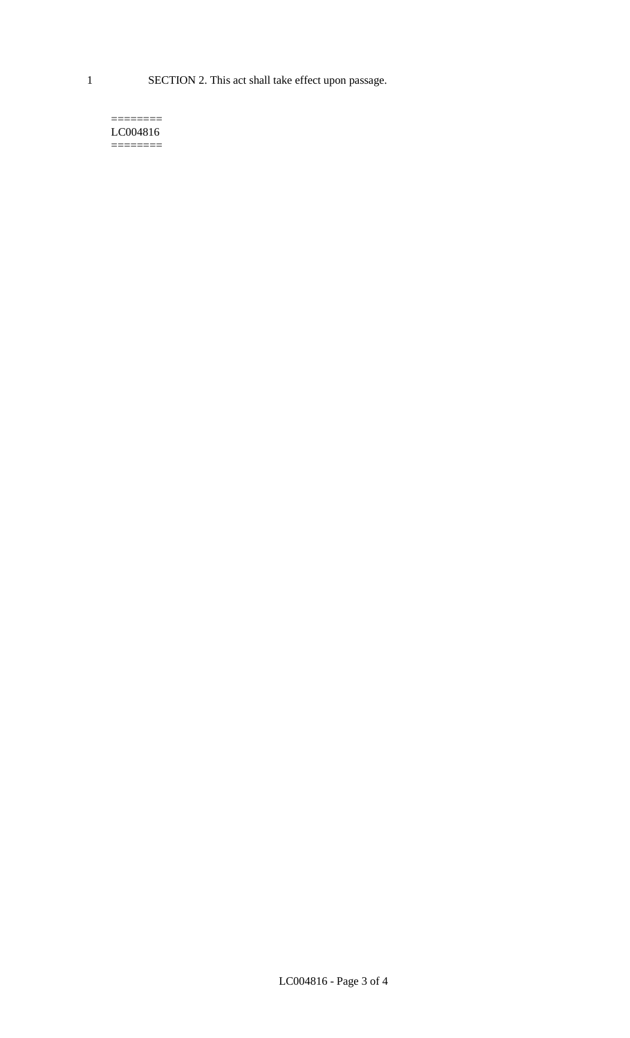SECTION 2. This act shall take effect upon passage.

========
LC004816
========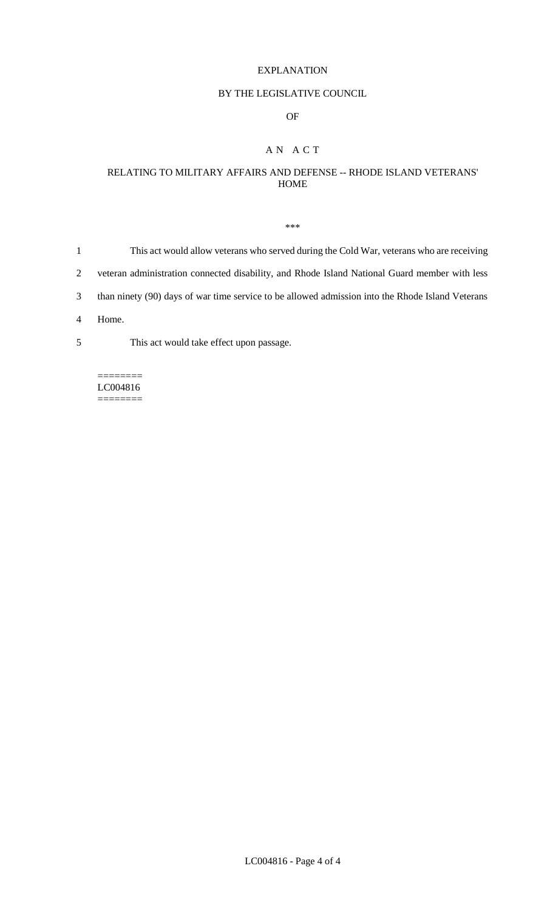EXPLANATION

BY THE LEGISLATIVE COUNCIL

OF

# A N A C T

RELATING TO MILITARY AFFAIRS AND DEFENSE -- RHODE ISLAND VETERANS' HOME

***

1 This act would allow veterans who served during the Cold War, veterans who are receiving
2 veteran administration connected disability, and Rhode Island National Guard member with less
3 than ninety (90) days of war time service to be allowed admission into the Rhode Island Veterans
4 Home.

5 This act would take effect upon passage.

========
LC004816
========